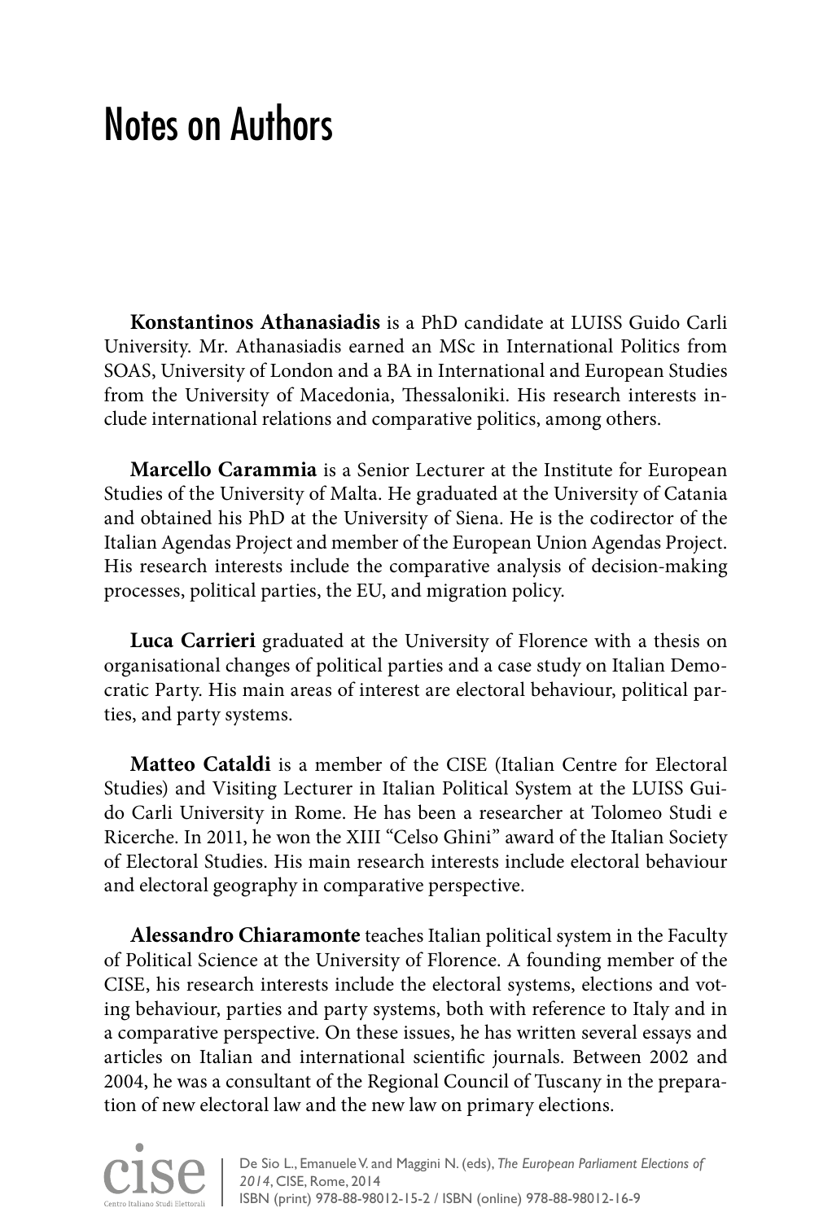# Notes on Authors

**Konstantinos Athanasiadis** is a PhD candidate at LUISS Guido Carli University. Mr. Athanasiadis earned an MSc in International Politics from SOAS, University of London and a BA in International and European Studies from the University of Macedonia, Thessaloniki. His research interests include international relations and comparative politics, among others.

**Marcello Carammia** is a Senior Lecturer at the Institute for European Studies of the University of Malta. He graduated at the University of Catania and obtained his PhD at the University of Siena. He is the codirector of the Italian Agendas Project and member of the European Union Agendas Project. His research interests include the comparative analysis of decision-making processes, political parties, the EU, and migration policy.

**Luca Carrieri** graduated at the University of Florence with a thesis on organisational changes of political parties and a case study on Italian Democratic Party. His main areas of interest are electoral behaviour, political parties, and party systems.

**Matteo Cataldi** is a member of the CISE (Italian Centre for Electoral Studies) and Visiting Lecturer in Italian Political System at the LUISS Guido Carli University in Rome. He has been a researcher at Tolomeo Studi e Ricerche. In 2011, he won the XIII "Celso Ghini" award of the Italian Society of Electoral Studies. His main research interests include electoral behaviour and electoral geography in comparative perspective.

**Alessandro Chiaramonte** teaches Italian political system in the Faculty of Political Science at the University of Florence. A founding member of the CISE, his research interests include the electoral systems, elections and voting behaviour, parties and party systems, both with reference to Italy and in a comparative perspective. On these issues, he has written several essays and articles on Italian and international scientific journals. Between 2002 and 2004, he was a consultant of the Regional Council of Tuscany in the preparation of new electoral law and the new law on primary elections.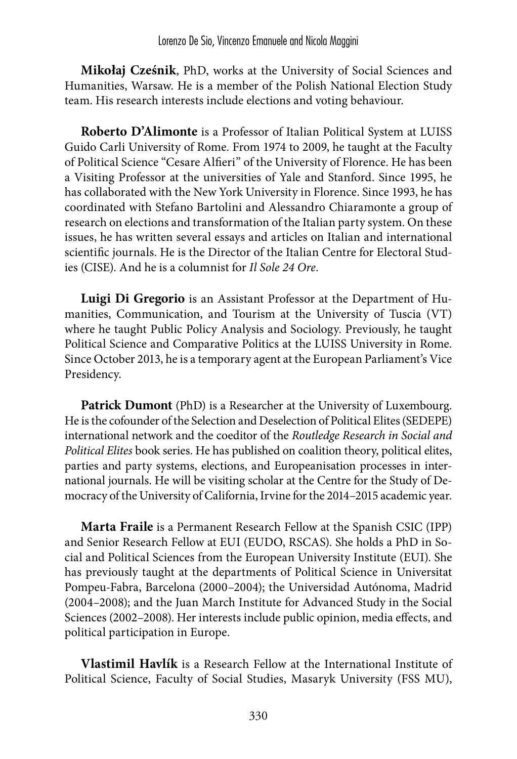**Mikołaj Cześnik**, PhD, works at the University of Social Sciences and Humanities, Warsaw. He is a member of the Polish National Election Study team. His research interests include elections and voting behaviour.

**Roberto D'Alimonte** is a Professor of Italian Political System at LUISS Guido Carli University of Rome. From 1974 to 2009, he taught at the Faculty of Political Science "Cesare Alfieri" of the University of Florence. He has been a Visiting Professor at the universities of Yale and Stanford. Since 1995, he has collaborated with the New York University in Florence. Since 1993, he has coordinated with Stefano Bartolini and Alessandro Chiaramonte a group of research on elections and transformation of the Italian party system. On these issues, he has written several essays and articles on Italian and international scientific journals. He is the Director of the Italian Centre for Electoral Studies (CISE). And he is a columnist for *Il Sole 24 Ore*.

**Luigi Di Gregorio** is an Assistant Professor at the Department of Humanities, Communication, and Tourism at the University of Tuscia (VT) where he taught Public Policy Analysis and Sociology. Previously, he taught Political Science and Comparative Politics at the LUISS University in Rome. Since October 2013, he is a temporary agent at the European Parliament's Vice Presidency.

**Patrick Dumont** (PhD) is a Researcher at the University of Luxembourg. He is the cofounder of the Selection and Deselection of Political Elites (SEDEPE) international network and the coeditor of the *Routledge Research in Social and Political Elites* book series. He has published on coalition theory, political elites, parties and party systems, elections, and Europeanisation processes in international journals. He will be visiting scholar at the Centre for the Study of Democracy of the University of California, Irvine for the 2014–2015 academic year.

**Marta Fraile** is a Permanent Research Fellow at the Spanish CSIC (IPP) and Senior Research Fellow at EUI (EUDO, RSCAS). She holds a PhD in Social and Political Sciences from the European University Institute (EUI). She has previously taught at the departments of Political Science in Universitat Pompeu-Fabra, Barcelona (2000–2004); the Universidad Autónoma, Madrid (2004–2008); and the Juan March Institute for Advanced Study in the Social Sciences (2002–2008). Her interests include public opinion, media effects, and political participation in Europe.

**Vlastimil Havlík** is a Research Fellow at the International Institute of Political Science, Faculty of Social Studies, Masaryk University (FSS MU),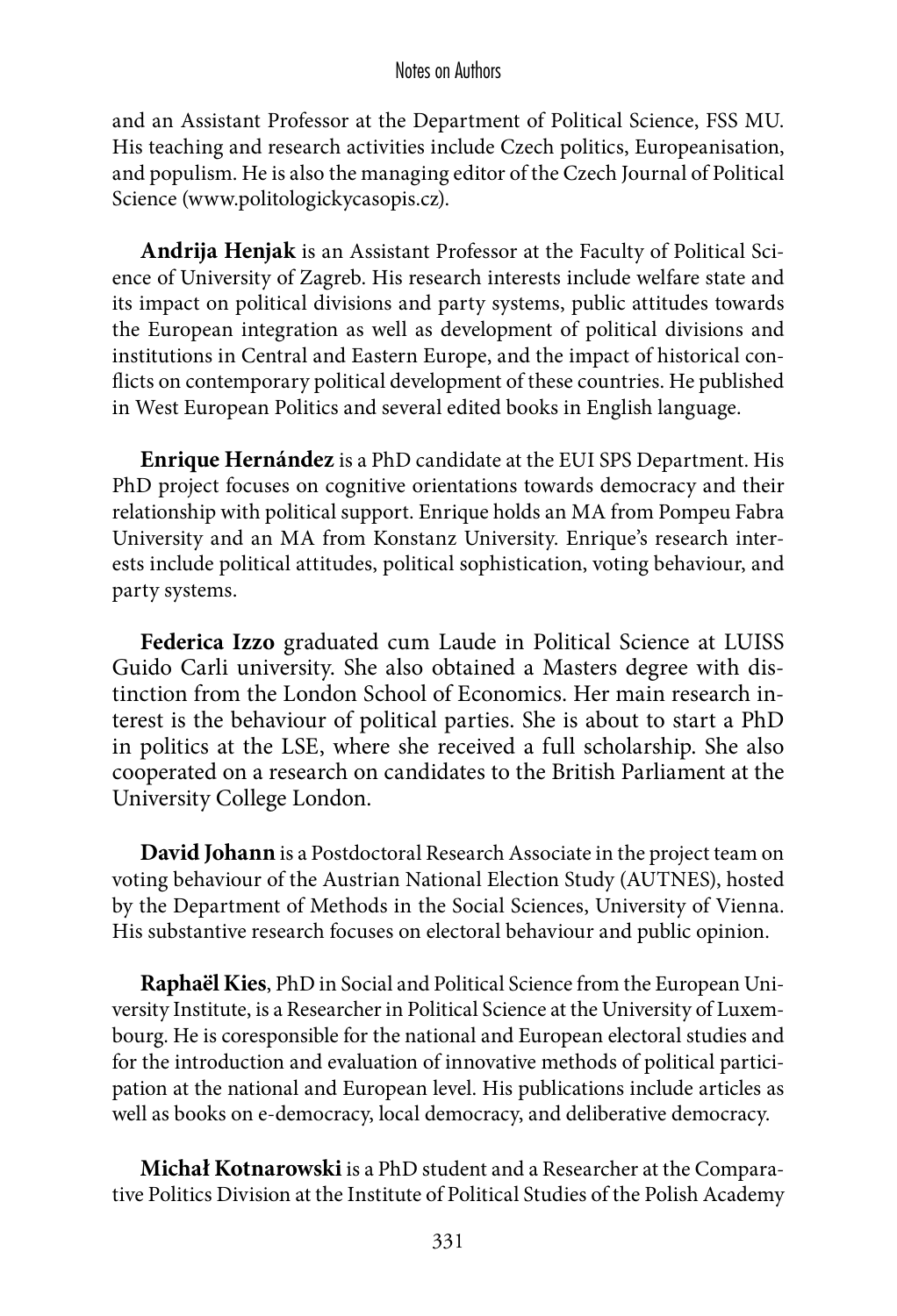and an Assistant Professor at the Department of Political Science, FSS MU. His teaching and research activities include Czech politics, Europeanisation, and populism. He is also the managing editor of the Czech Journal of Political Science (www.politologickycasopis.cz).

**Andrija Henjak** is an Assistant Professor at the Faculty of Political Science of University of Zagreb. His research interests include welfare state and its impact on political divisions and party systems, public attitudes towards the European integration as well as development of political divisions and institutions in Central and Eastern Europe, and the impact of historical conflicts on contemporary political development of these countries. He published in West European Politics and several edited books in English language.

**Enrique Hernández** is a PhD candidate at the EUI SPS Department. His PhD project focuses on cognitive orientations towards democracy and their relationship with political support. Enrique holds an MA from Pompeu Fabra University and an MA from Konstanz University. Enrique's research interests include political attitudes, political sophistication, voting behaviour, and party systems.

**Federica Izzo** graduated cum Laude in Political Science at LUISS Guido Carli university. She also obtained a Masters degree with distinction from the London School of Economics. Her main research interest is the behaviour of political parties. She is about to start a PhD in politics at the LSE, where she received a full scholarship. She also cooperated on a research on candidates to the British Parliament at the University College London.

**David Johann** is a Postdoctoral Research Associate in the project team on voting behaviour of the Austrian National Election Study (AUTNES), hosted by the Department of Methods in the Social Sciences, University of Vienna. His substantive research focuses on electoral behaviour and public opinion.

**Raphaël Kies**, PhD in Social and Political Science from the European University Institute, is a Researcher in Political Science at the University of Luxembourg. He is coresponsible for the national and European electoral studies and for the introduction and evaluation of innovative methods of political participation at the national and European level. His publications include articles as well as books on e-democracy, local democracy, and deliberative democracy.

**Michał Kotnarowski** is a PhD student and a Researcher at the Comparative Politics Division at the Institute of Political Studies of the Polish Academy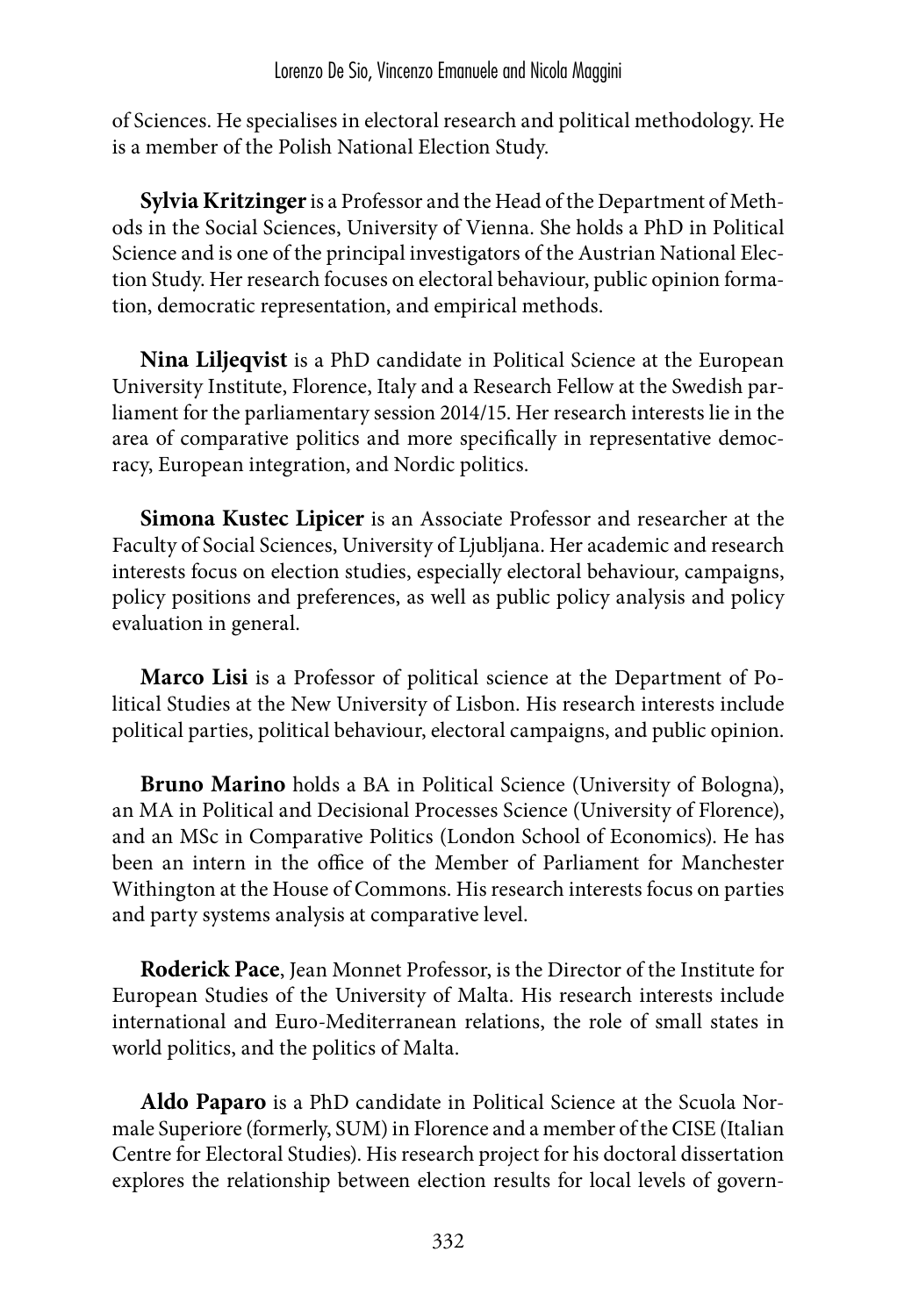of Sciences. He specialises in electoral research and political methodology. He is a member of the Polish National Election Study.

**Sylvia Kritzinger** is a Professor and the Head of the Department of Methods in the Social Sciences, University of Vienna. She holds a PhD in Political Science and is one of the principal investigators of the Austrian National Election Study. Her research focuses on electoral behaviour, public opinion formation, democratic representation, and empirical methods.

**Nina Liljeqvist** is a PhD candidate in Political Science at the European University Institute, Florence, Italy and a Research Fellow at the Swedish parliament for the parliamentary session 2014/15. Her research interests lie in the area of comparative politics and more specifically in representative democracy, European integration, and Nordic politics.

**Simona Kustec Lipicer** is an Associate Professor and researcher at the Faculty of Social Sciences, University of Ljubljana. Her academic and research interests focus on election studies, especially electoral behaviour, campaigns, policy positions and preferences, as well as public policy analysis and policy evaluation in general.

**Marco Lisi** is a Professor of political science at the Department of Political Studies at the New University of Lisbon. His research interests include political parties, political behaviour, electoral campaigns, and public opinion.

**Bruno Marino** holds a BA in Political Science (University of Bologna), an MA in Political and Decisional Processes Science (University of Florence), and an MSc in Comparative Politics (London School of Economics). He has been an intern in the office of the Member of Parliament for Manchester Withington at the House of Commons. His research interests focus on parties and party systems analysis at comparative level.

**Roderick Pace**, Jean Monnet Professor, is the Director of the Institute for European Studies of the University of Malta. His research interests include international and Euro-Mediterranean relations, the role of small states in world politics, and the politics of Malta.

**Aldo Paparo** is a PhD candidate in Political Science at the Scuola Normale Superiore (formerly, SUM) in Florence and a member of the CISE (Italian Centre for Electoral Studies). His research project for his doctoral dissertation explores the relationship between election results for local levels of govern-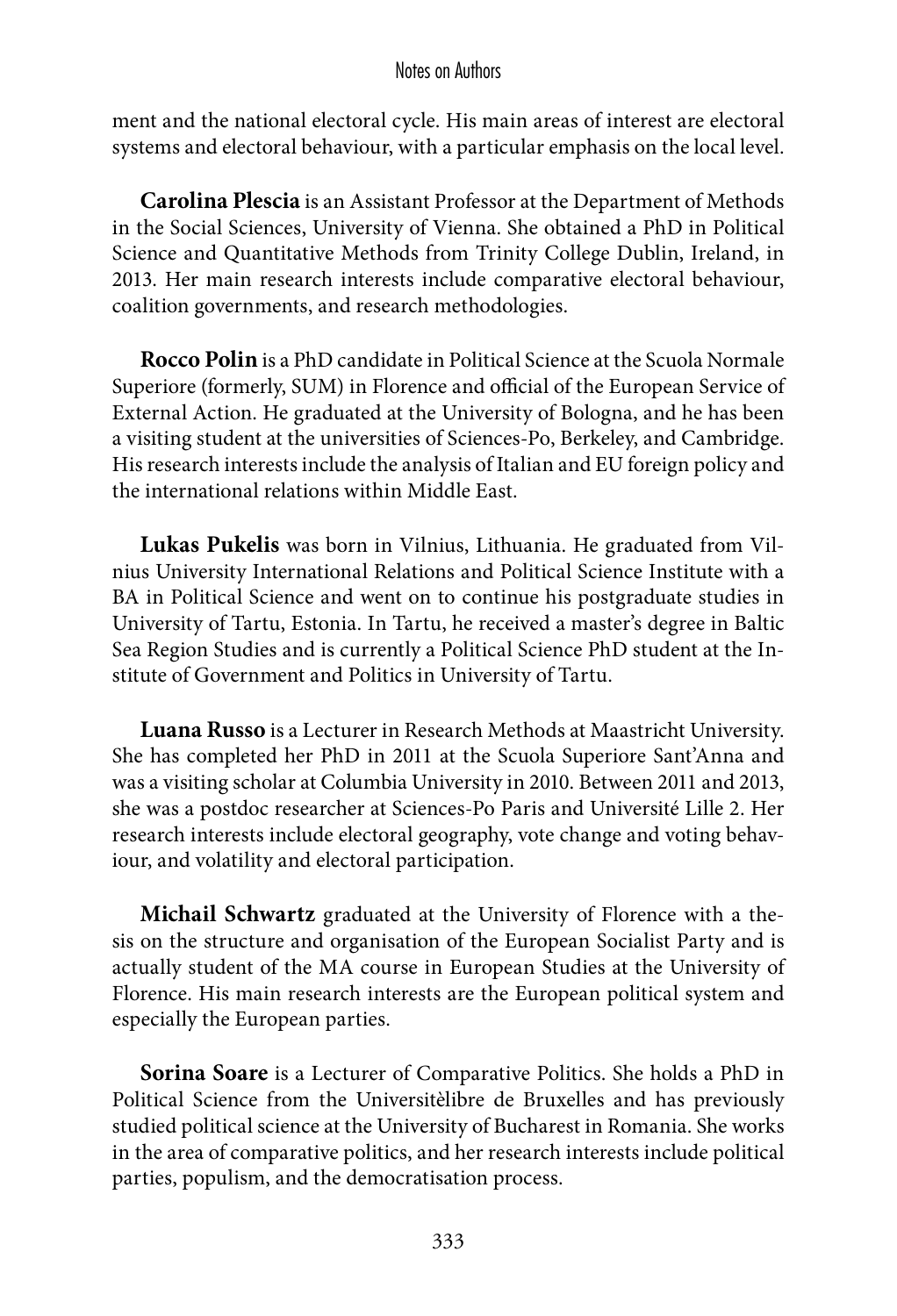ment and the national electoral cycle. His main areas of interest are electoral systems and electoral behaviour, with a particular emphasis on the local level.

**Carolina Plescia** is an Assistant Professor at the Department of Methods in the Social Sciences, University of Vienna. She obtained a PhD in Political Science and Quantitative Methods from Trinity College Dublin, Ireland, in 2013. Her main research interests include comparative electoral behaviour, coalition governments, and research methodologies.

**Rocco Polin** is a PhD candidate in Political Science at the Scuola Normale Superiore (formerly, SUM) in Florence and official of the European Service of External Action. He graduated at the University of Bologna, and he has been a visiting student at the universities of Sciences-Po, Berkeley, and Cambridge. His research interests include the analysis of Italian and EU foreign policy and the international relations within Middle East.

**Lukas Pukelis** was born in Vilnius, Lithuania. He graduated from Vilnius University International Relations and Political Science Institute with a BA in Political Science and went on to continue his postgraduate studies in University of Tartu, Estonia. In Tartu, he received a master's degree in Baltic Sea Region Studies and is currently a Political Science PhD student at the Institute of Government and Politics in University of Tartu.

**Luana Russo** is a Lecturer in Research Methods at Maastricht University. She has completed her PhD in 2011 at the Scuola Superiore Sant'Anna and was a visiting scholar at Columbia University in 2010. Between 2011 and 2013, she was a postdoc researcher at Sciences-Po Paris and Université Lille 2. Her research interests include electoral geography, vote change and voting behaviour, and volatility and electoral participation.

**Michail Schwartz** graduated at the University of Florence with a thesis on the structure and organisation of the European Socialist Party and is actually student of the MA course in European Studies at the University of Florence. His main research interests are the European political system and especially the European parties.

**Sorina Soare** is a Lecturer of Comparative Politics. She holds a PhD in Political Science from the Universitèlibre de Bruxelles and has previously studied political science at the University of Bucharest in Romania. She works in the area of comparative politics, and her research interests include political parties, populism, and the democratisation process.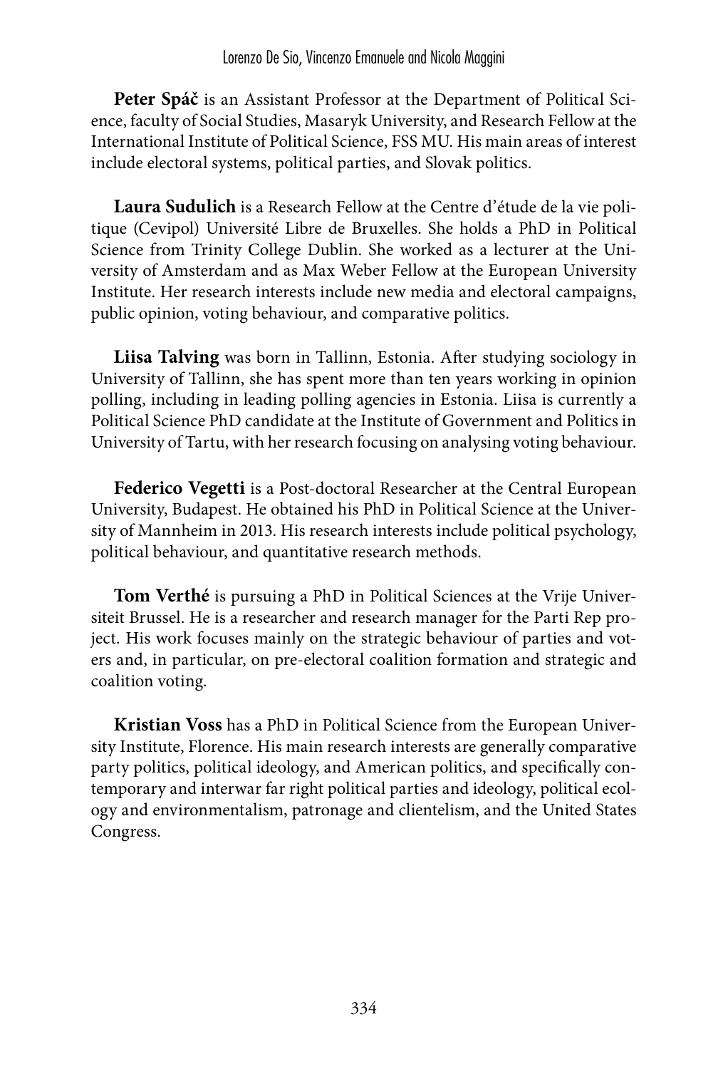**Peter Spáč** is an Assistant Professor at the Department of Political Science, faculty of Social Studies, Masaryk University, and Research Fellow at the International Institute of Political Science, FSS MU. His main areas of interest include electoral systems, political parties, and Slovak politics.

**Laura Sudulich** is a Research Fellow at the Centre d'étude de la vie politique (Cevipol) Université Libre de Bruxelles. She holds a PhD in Political Science from Trinity College Dublin. She worked as a lecturer at the University of Amsterdam and as Max Weber Fellow at the European University Institute. Her research interests include new media and electoral campaigns, public opinion, voting behaviour, and comparative politics.

**Liisa Talving** was born in Tallinn, Estonia. After studying sociology in University of Tallinn, she has spent more than ten years working in opinion polling, including in leading polling agencies in Estonia. Liisa is currently a Political Science PhD candidate at the Institute of Government and Politics in University of Tartu, with her research focusing on analysing voting behaviour.

**Federico Vegetti** is a Post-doctoral Researcher at the Central European University, Budapest. He obtained his PhD in Political Science at the University of Mannheim in 2013. His research interests include political psychology, political behaviour, and quantitative research methods.

**Tom Verthé** is pursuing a PhD in Political Sciences at the Vrije Universiteit Brussel. He is a researcher and research manager for the Parti Rep project. His work focuses mainly on the strategic behaviour of parties and voters and, in particular, on pre-electoral coalition formation and strategic and coalition voting.

**Kristian Voss** has a PhD in Political Science from the European University Institute, Florence. His main research interests are generally comparative party politics, political ideology, and American politics, and specifically contemporary and interwar far right political parties and ideology, political ecology and environmentalism, patronage and clientelism, and the United States Congress.